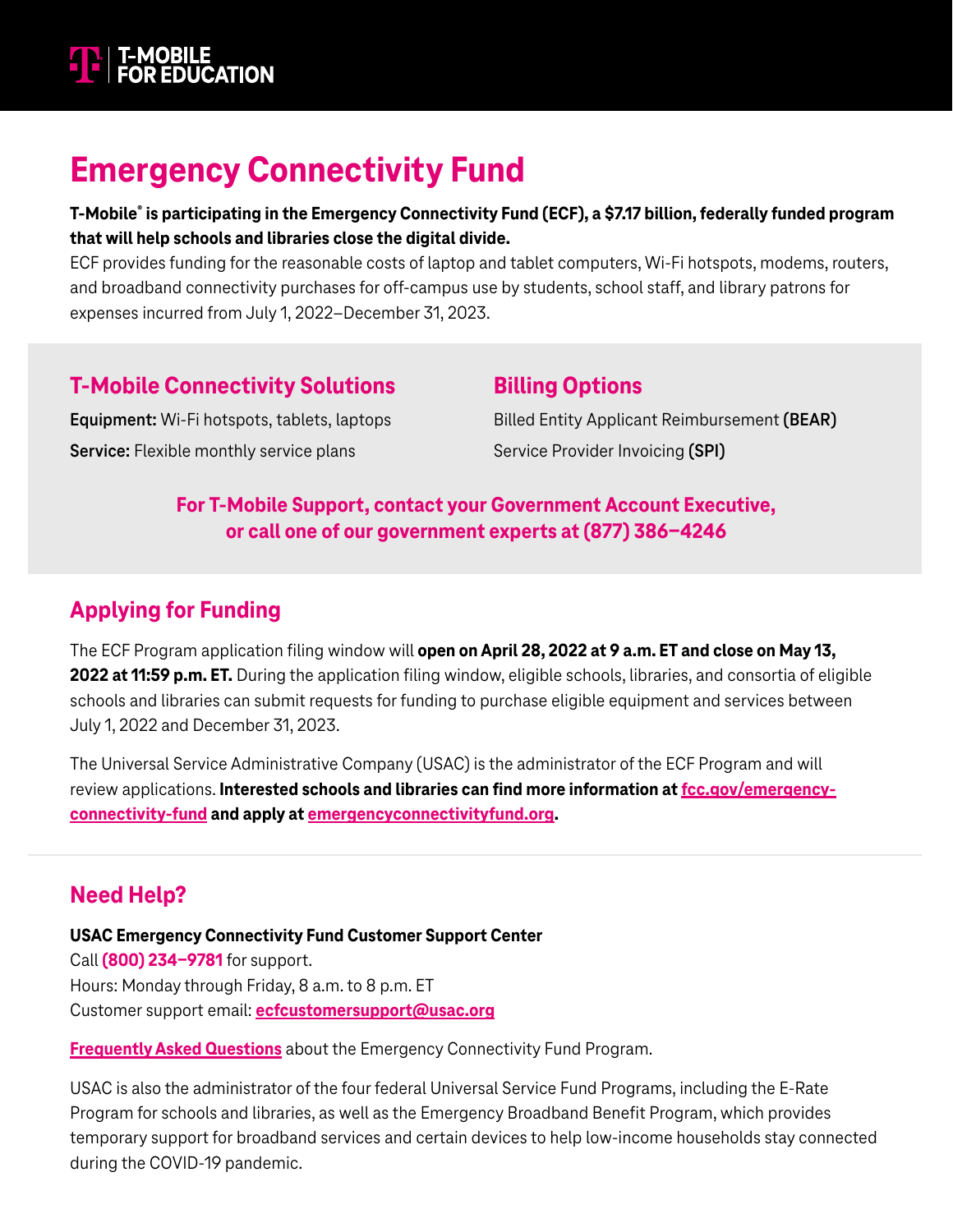T-MOBILE FOR EDUCATION

# Emergency Connectivity Fund

**T-Mobile® is participating in the Emergency Connectivity Fund (ECF), a $7.17 billion, federally funded program that will help schools and libraries close the digital divide.**

ECF provides funding for the reasonable costs of laptop and tablet computers, Wi-Fi hotspots, modems, routers, and broadband connectivity purchases for off-campus use by students, school staff, and library patrons for expenses incurred from July 1, 2022–December 31, 2023.

## T-Mobile Connectivity Solutions

**Equipment:** Wi-Fi hotspots, tablets, laptops

**Service:** Flexible monthly service plans

## Billing Options

Billed Entity Applicant Reimbursement **(BEAR)**

Service Provider Invoicing **(SPI)**

**For T-Mobile Support, contact your Government Account Executive, or call one of our government experts at (877) 386–4246**

## Applying for Funding

The ECF Program application filing window will **open on April 28, 2022 at 9 a.m. ET and close on May 13, 2022 at 11:59 p.m. ET.** During the application filing window, eligible schools, libraries, and consortia of eligible schools and libraries can submit requests for funding to purchase eligible equipment and services between July 1, 2022 and December 31, 2023.

The Universal Service Administrative Company (USAC) is the administrator of the ECF Program and will review applications. **Interested schools and libraries can find more information at fcc.gov/emergency-connectivity-fund and apply at emergencyconnectivityfund.org.**

## Need Help?

**USAC Emergency Connectivity Fund Customer Support Center**
Call **(800) 234–9781** for support.
Hours: Monday through Friday, 8 a.m. to 8 p.m. ET
Customer support email: ecfcustomersupport@usac.org

Frequently Asked Questions about the Emergency Connectivity Fund Program.

USAC is also the administrator of the four federal Universal Service Fund Programs, including the E-Rate Program for schools and libraries, as well as the Emergency Broadband Benefit Program, which provides temporary support for broadband services and certain devices to help low-income households stay connected during the COVID-19 pandemic.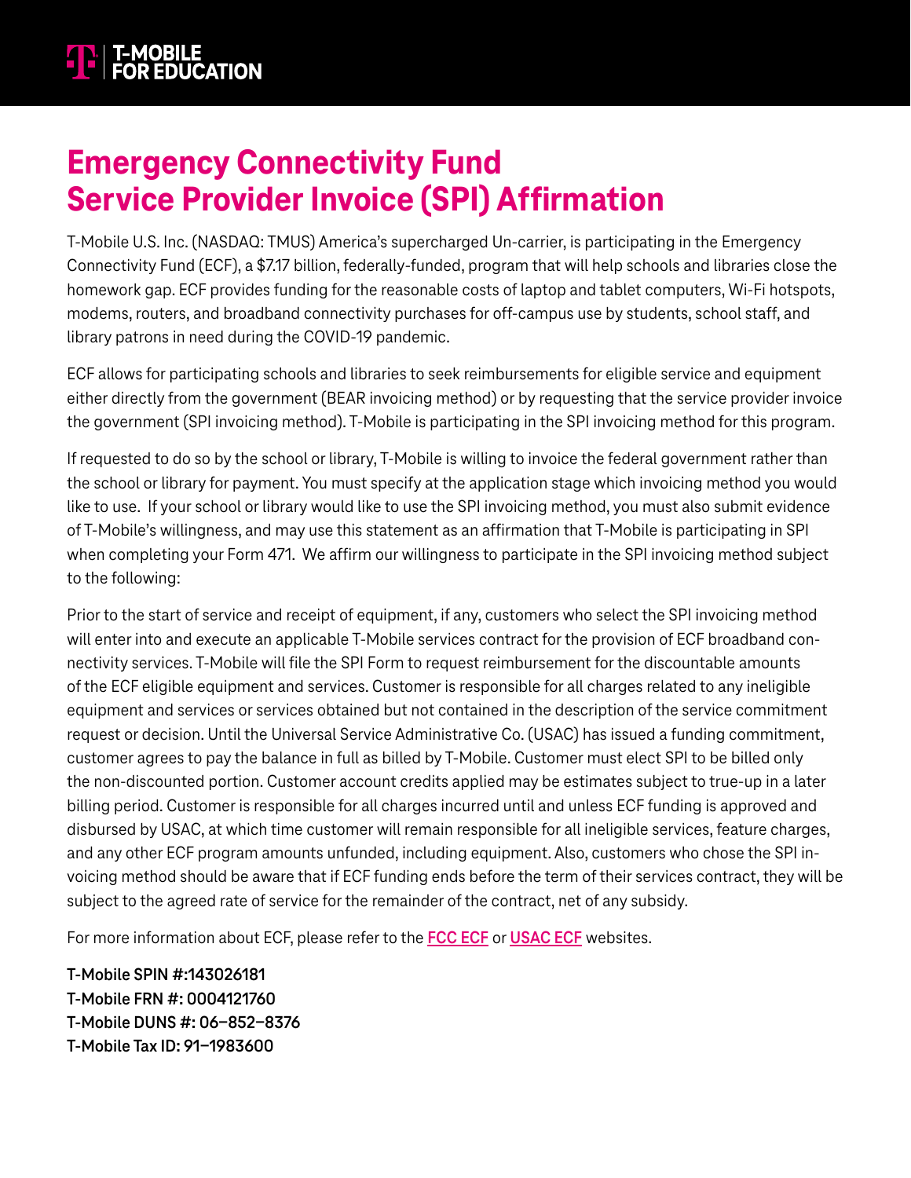T-MOBILE FOR EDUCATION

# Emergency Connectivity Fund Service Provider Invoice (SPI) Affirmation

T-Mobile U.S. Inc. (NASDAQ: TMUS) America's supercharged Un-carrier, is participating in the Emergency Connectivity Fund (ECF), a $7.17 billion, federally-funded, program that will help schools and libraries close the homework gap. ECF provides funding for the reasonable costs of laptop and tablet computers, Wi-Fi hotspots, modems, routers, and broadband connectivity purchases for off-campus use by students, school staff, and library patrons in need during the COVID-19 pandemic.

ECF allows for participating schools and libraries to seek reimbursements for eligible service and equipment either directly from the government (BEAR invoicing method) or by requesting that the service provider invoice the government (SPI invoicing method). T-Mobile is participating in the SPI invoicing method for this program.

If requested to do so by the school or library, T-Mobile is willing to invoice the federal government rather than the school or library for payment. You must specify at the application stage which invoicing method you would like to use. If your school or library would like to use the SPI invoicing method, you must also submit evidence of T-Mobile's willingness, and may use this statement as an affirmation that T-Mobile is participating in SPI when completing your Form 471. We affirm our willingness to participate in the SPI invoicing method subject to the following:

Prior to the start of service and receipt of equipment, if any, customers who select the SPI invoicing method will enter into and execute an applicable T-Mobile services contract for the provision of ECF broadband connectivity services. T-Mobile will file the SPI Form to request reimbursement for the discountable amounts of the ECF eligible equipment and services. Customer is responsible for all charges related to any ineligible equipment and services or services obtained but not contained in the description of the service commitment request or decision. Until the Universal Service Administrative Co. (USAC) has issued a funding commitment, customer agrees to pay the balance in full as billed by T-Mobile. Customer must elect SPI to be billed only the non-discounted portion. Customer account credits applied may be estimates subject to true-up in a later billing period. Customer is responsible for all charges incurred until and unless ECF funding is approved and disbursed by USAC, at which time customer will remain responsible for all ineligible services, feature charges, and any other ECF program amounts unfunded, including equipment. Also, customers who chose the SPI invoicing method should be aware that if ECF funding ends before the term of their services contract, they will be subject to the agreed rate of service for the remainder of the contract, net of any subsidy.

For more information about ECF, please refer to the FCC ECF or USAC ECF websites.

**T-Mobile SPIN #:143026181**
**T-Mobile FRN #: 0004121760**
**T-Mobile DUNS #: 06–852–8376**
**T-Mobile Tax ID: 91–1983600**